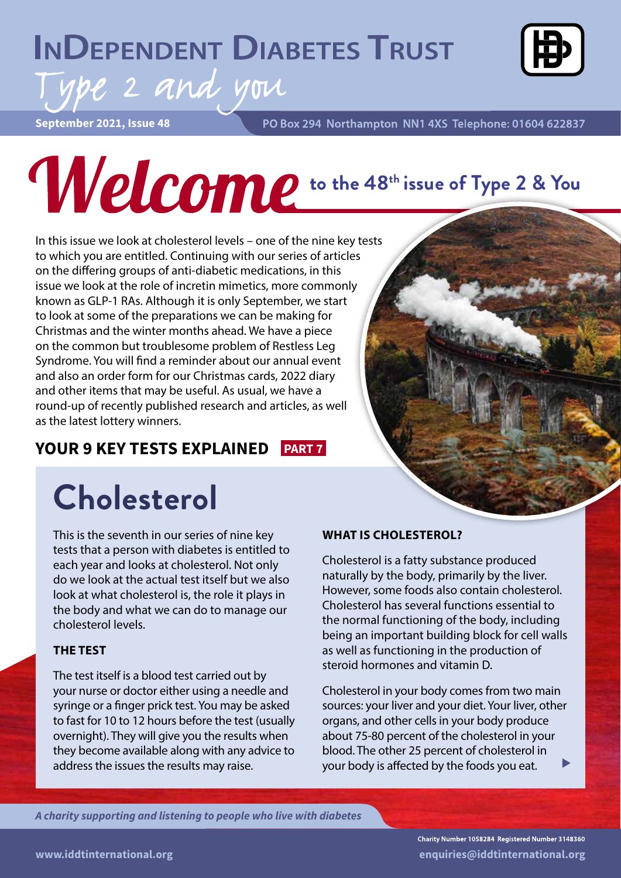# InDependent Diabetes Trust

## Type 2 and you

**September 2021, Issue 48**

PO Box 294 Northampton NN1 4XS Telephone: 01604 622837

# Welcome to the 48th issue of Type 2 & You

In this issue we look at cholesterol levels – one of the nine key tests to which you are entitled. Continuing with our series of articles on the differing groups of anti-diabetic medications, in this issue we look at the role of incretin mimetics, more commonly known as GLP-1 RAs. Although it is only September, we start to look at some of the preparations we can be making for Christmas and the winter months ahead. We have a piece on the common but troublesome problem of Restless Leg Syndrome. You will find a reminder about our annual event and also an order form for our Christmas cards, 2022 diary and other items that may be useful. As usual, we have a round-up of recently published research and articles, as well as the latest lottery winners.

## YOUR 9 KEY TESTS EXPLAINED PART 7

# Cholesterol

This is the seventh in our series of nine key tests that a person with diabetes is entitled to each year and looks at cholesterol. Not only do we look at the actual test itself but we also look at what cholesterol is, the role it plays in the body and what we can do to manage our cholesterol levels.

### THE TEST

The test itself is a blood test carried out by your nurse or doctor either using a needle and syringe or a finger prick test. You may be asked to fast for 10 to 12 hours before the test (usually overnight). They will give you the results when they become available along with any advice to address the issues the results may raise.

### WHAT IS CHOLESTEROL?

Cholesterol is a fatty substance produced naturally by the body, primarily by the liver. However, some foods also contain cholesterol. Cholesterol has several functions essential to the normal functioning of the body, including being an important building block for cell walls as well as functioning in the production of steroid hormones and vitamin D.

Cholesterol in your body comes from two main sources: your liver and your diet. Your liver, other organs, and other cells in your body produce about 75-80 percent of the cholesterol in your blood. The other 25 percent of cholesterol in your body is affected by the foods you eat.

*A charity supporting and listening to people who live with diabetes*

Charity Number 1058284 Registered Number 3148360

www.iddtinternational.org

enquiries@iddtinternational.org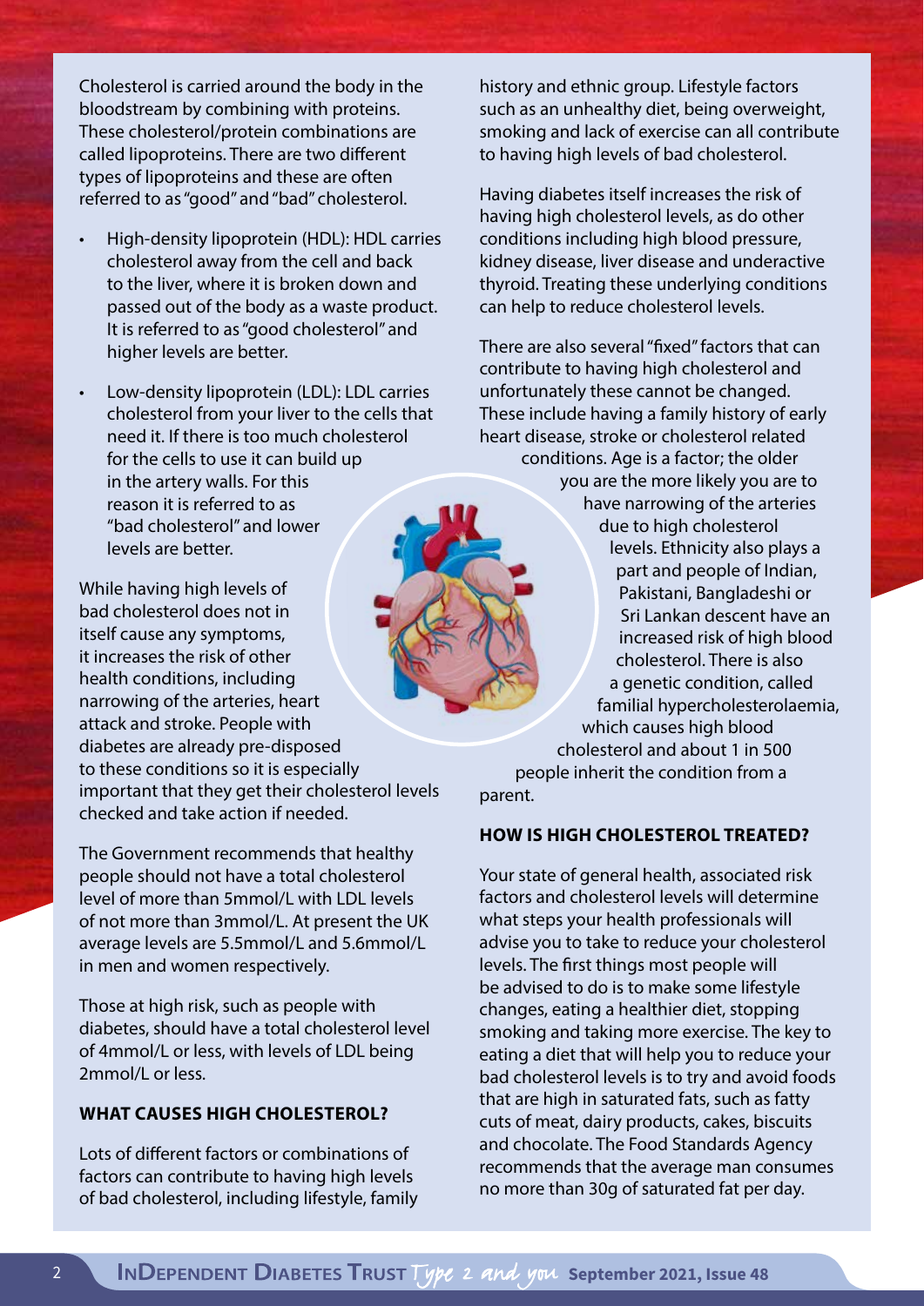Cholesterol is carried around the body in the bloodstream by combining with proteins. These cholesterol/protein combinations are called lipoproteins. There are two different types of lipoproteins and these are often referred to as "good" and "bad" cholesterol.

- High-density lipoprotein (HDL): HDL carries cholesterol away from the cell and back to the liver, where it is broken down and passed out of the body as a waste product. It is referred to as "good cholesterol" and higher levels are better.
- Low-density lipoprotein (LDL): LDL carries cholesterol from your liver to the cells that need it. If there is too much cholesterol for the cells to use it can build up in the artery walls. For this reason it is referred to as "bad cholesterol" and lower levels are better.

While having high levels of bad cholesterol does not in itself cause any symptoms, it increases the risk of other health conditions, including narrowing of the arteries, heart attack and stroke. People with diabetes are already pre-disposed to these conditions so it is especially important that they get their cholesterol levels checked and take action if needed.

The Government recommends that healthy people should not have a total cholesterol level of more than 5mmol/L with LDL levels of not more than 3mmol/L. At present the UK average levels are 5.5mmol/L and 5.6mmol/L in men and women respectively.

Those at high risk, such as people with diabetes, should have a total cholesterol level of 4mmol/L or less, with levels of LDL being 2mmol/L or less.

## WHAT CAUSES HIGH CHOLESTEROL?

Lots of different factors or combinations of factors can contribute to having high levels of bad cholesterol, including lifestyle, family history and ethnic group. Lifestyle factors such as an unhealthy diet, being overweight, smoking and lack of exercise can all contribute to having high levels of bad cholesterol.

Having diabetes itself increases the risk of having high cholesterol levels, as do other conditions including high blood pressure, kidney disease, liver disease and underactive thyroid. Treating these underlying conditions can help to reduce cholesterol levels.

There are also several "fixed" factors that can contribute to having high cholesterol and unfortunately these cannot be changed. These include having a family history of early heart disease, stroke or cholesterol related conditions. Age is a factor; the older you are the more likely you are to have narrowing of the arteries due to high cholesterol levels. Ethnicity also plays a part and people of Indian, Pakistani, Bangladeshi or Sri Lankan descent have an increased risk of high blood cholesterol. There is also a genetic condition, called familial hypercholesterolaemia, which causes high blood cholesterol and about 1 in 500 people inherit the condition from a parent.

## HOW IS HIGH CHOLESTEROL TREATED?

Your state of general health, associated risk factors and cholesterol levels will determine what steps your health professionals will advise you to take to reduce your cholesterol levels. The first things most people will be advised to do is to make some lifestyle changes, eating a healthier diet, stopping smoking and taking more exercise. The key to eating a diet that will help you to reduce your bad cholesterol levels is to try and avoid foods that are high in saturated fats, such as fatty cuts of meat, dairy products, cakes, biscuits and chocolate. The Food Standards Agency recommends that the average man consumes no more than 30g of saturated fat per day.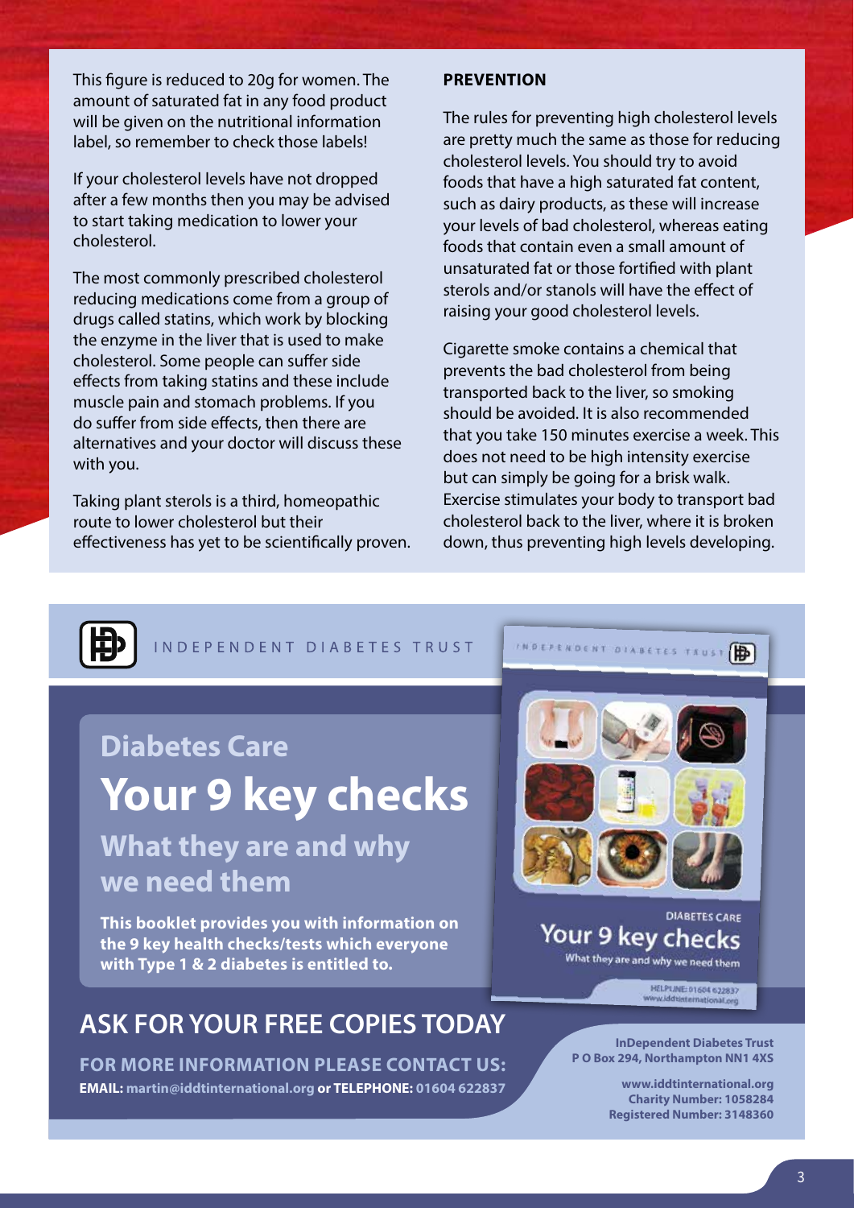This figure is reduced to 20g for women. The amount of saturated fat in any food product will be given on the nutritional information label, so remember to check those labels!

If your cholesterol levels have not dropped after a few months then you may be advised to start taking medication to lower your cholesterol.

The most commonly prescribed cholesterol reducing medications come from a group of drugs called statins, which work by blocking the enzyme in the liver that is used to make cholesterol. Some people can suffer side effects from taking statins and these include muscle pain and stomach problems. If you do suffer from side effects, then there are alternatives and your doctor will discuss these with you.

Taking plant sterols is a third, homeopathic route to lower cholesterol but their effectiveness has yet to be scientifically proven.

**PREVENTION**

The rules for preventing high cholesterol levels are pretty much the same as those for reducing cholesterol levels. You should try to avoid foods that have a high saturated fat content, such as dairy products, as these will increase your levels of bad cholesterol, whereas eating foods that contain even a small amount of unsaturated fat or those fortified with plant sterols and/or stanols will have the effect of raising your good cholesterol levels.

Cigarette smoke contains a chemical that prevents the bad cholesterol from being transported back to the liver, so smoking should be avoided. It is also recommended that you take 150 minutes exercise a week. This does not need to be high intensity exercise but can simply be going for a brisk walk. Exercise stimulates your body to transport bad cholesterol back to the liver, where it is broken down, thus preventing high levels developing.

INDEPENDENT DIABETES TRUST

## Diabetes Care

# Your 9 key checks

## What they are and why we need them

**This booklet provides you with information on the 9 key health checks/tests which everyone with Type 1 & 2 diabetes is entitled to.**

## ASK FOR YOUR FREE COPIES TODAY

**FOR MORE INFORMATION PLEASE CONTACT US:**

**EMAIL:** martin@iddtinternational.org **or TELEPHONE:** 01604 622837

**InDependent Diabetes Trust**
**P O Box 294, Northampton NN1 4XS**

**www.iddtinternational.org**
**Charity Number: 1058284**
**Registered Number: 3148360**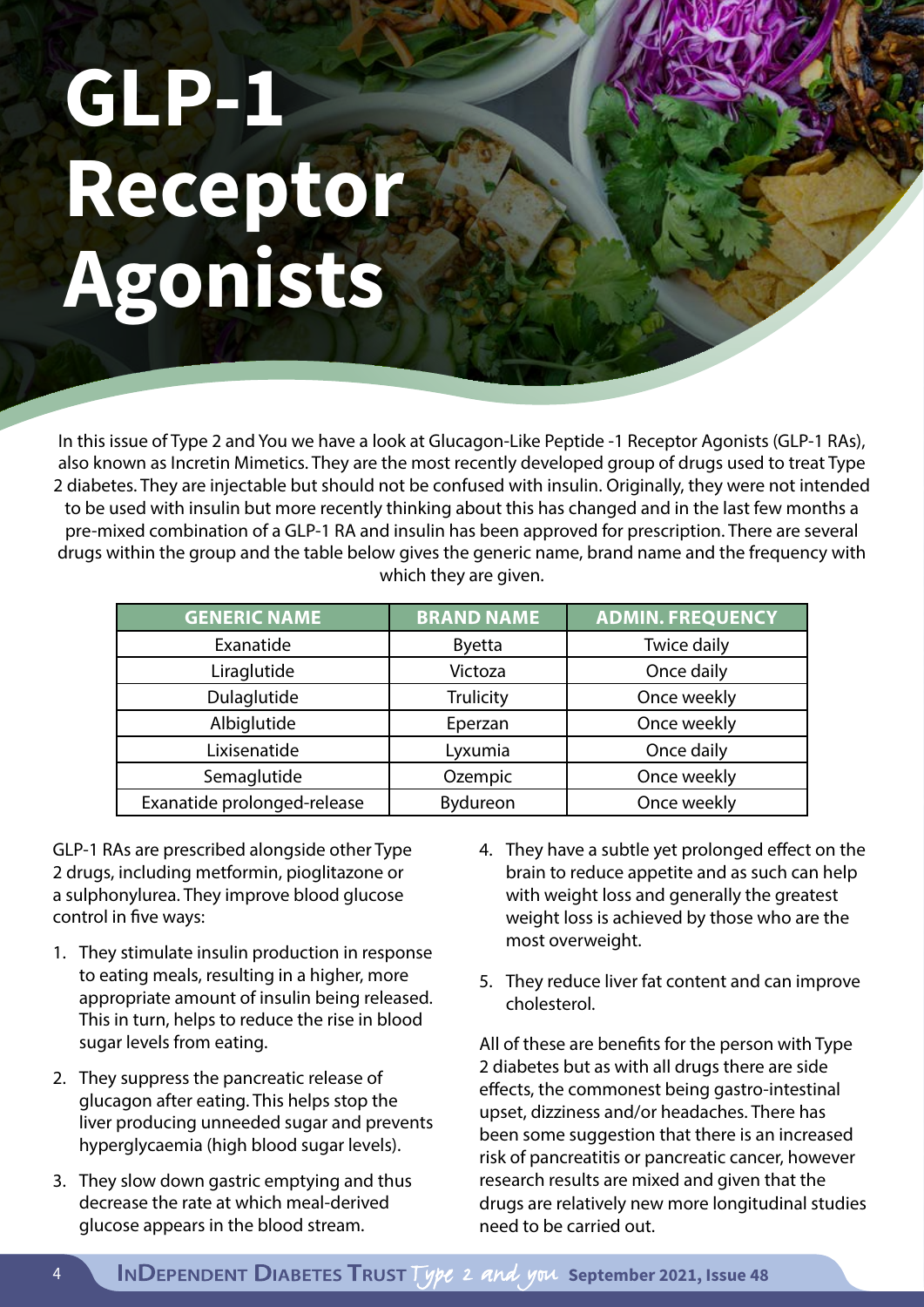# GLP-1 Receptor Agonists

In this issue of Type 2 and You we have a look at Glucagon-Like Peptide -1 Receptor Agonists (GLP-1 RAs), also known as Incretin Mimetics. They are the most recently developed group of drugs used to treat Type 2 diabetes. They are injectable but should not be confused with insulin. Originally, they were not intended to be used with insulin but more recently thinking about this has changed and in the last few months a pre-mixed combination of a GLP-1 RA and insulin has been approved for prescription. There are several drugs within the group and the table below gives the generic name, brand name and the frequency with which they are given.

| GENERIC NAME | BRAND NAME | ADMIN. FREQUENCY |
| --- | --- | --- |
| Exanatide | Byetta | Twice daily |
| Liraglutide | Victoza | Once daily |
| Dulaglutide | Trulicity | Once weekly |
| Albiglutide | Eperzan | Once weekly |
| Lixisenatide | Lyxumia | Once daily |
| Semaglutide | Ozempic | Once weekly |
| Exanatide prolonged-release | Bydureon | Once weekly |

GLP-1 RAs are prescribed alongside other Type 2 drugs, including metformin, pioglitazone or a sulphonylurea. They improve blood glucose control in five ways:

1. They stimulate insulin production in response to eating meals, resulting in a higher, more appropriate amount of insulin being released. This in turn, helps to reduce the rise in blood sugar levels from eating.
2. They suppress the pancreatic release of glucagon after eating. This helps stop the liver producing unneeded sugar and prevents hyperglycaemia (high blood sugar levels).
3. They slow down gastric emptying and thus decrease the rate at which meal-derived glucose appears in the blood stream.
4. They have a subtle yet prolonged effect on the brain to reduce appetite and as such can help with weight loss and generally the greatest weight loss is achieved by those who are the most overweight.
5. They reduce liver fat content and can improve cholesterol.

All of these are benefits for the person with Type 2 diabetes but as with all drugs there are side effects, the commonest being gastro-intestinal upset, dizziness and/or headaches. There has been some suggestion that there is an increased risk of pancreatitis or pancreatic cancer, however research results are mixed and given that the drugs are relatively new more longitudinal studies need to be carried out.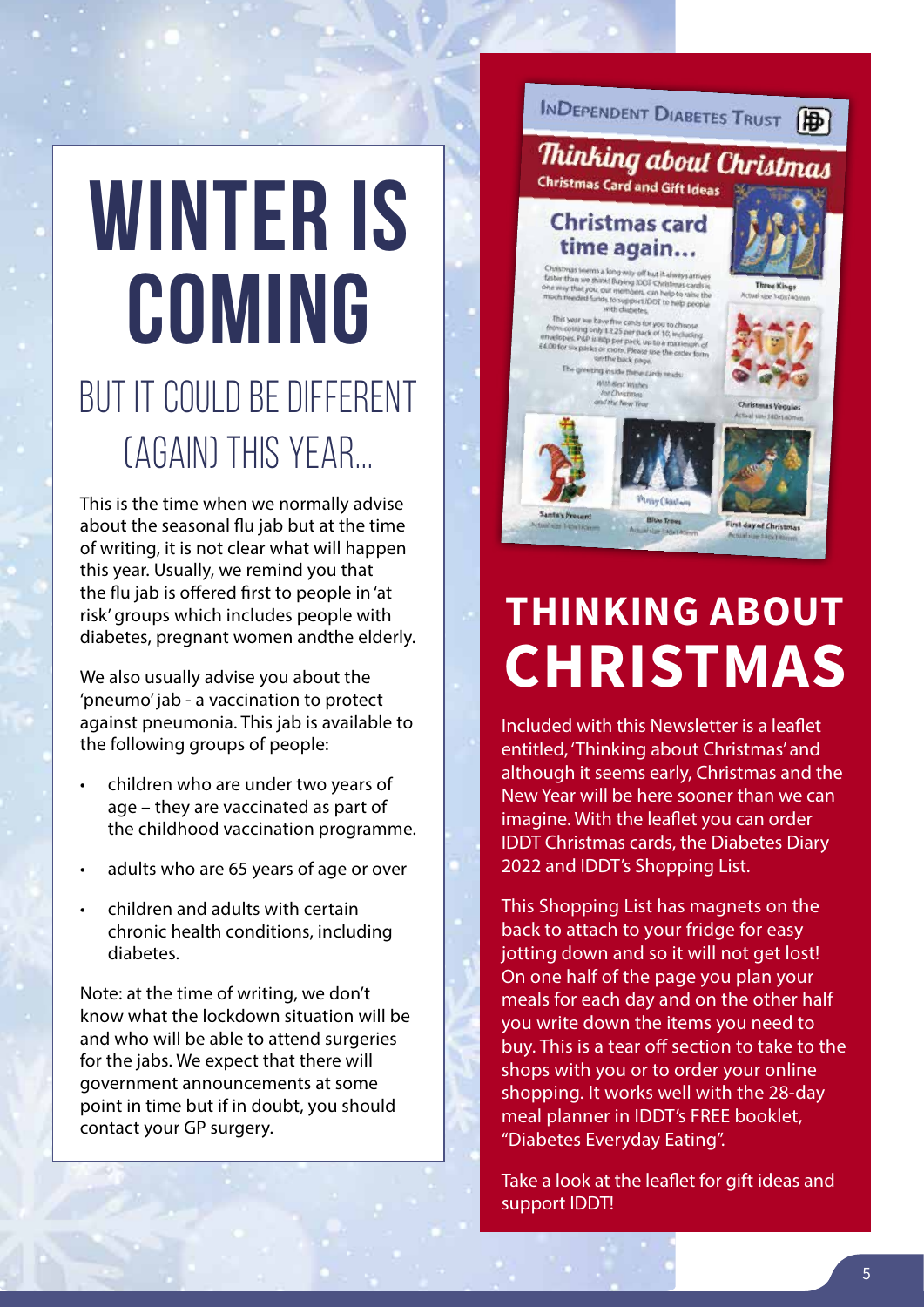# WINTER IS COMING

## BUT IT COULD BE DIFFERENT (AGAIN) THIS YEAR...

This is the time when we normally advise about the seasonal flu jab but at the time of writing, it is not clear what will happen this year. Usually, we remind you that the flu jab is offered first to people in 'at risk' groups which includes people with diabetes, pregnant women andthe elderly.

We also usually advise you about the 'pneumo' jab - a vaccination to protect against pneumonia. This jab is available to the following groups of people:

- children who are under two years of age – they are vaccinated as part of the childhood vaccination programme.
- adults who are 65 years of age or over
- children and adults with certain chronic health conditions, including diabetes.

Note: at the time of writing, we don't know what the lockdown situation will be and who will be able to attend surgeries for the jabs. We expect that there will government announcements at some point in time but if in doubt, you should contact your GP surgery.

# THINKING ABOUT CHRISTMAS

Included with this Newsletter is a leaflet entitled, 'Thinking about Christmas' and although it seems early, Christmas and the New Year will be here sooner than we can imagine. With the leaflet you can order IDDT Christmas cards, the Diabetes Diary 2022 and IDDT's Shopping List.

This Shopping List has magnets on the back to attach to your fridge for easy jotting down and so it will not get lost! On one half of the page you plan your meals for each day and on the other half you write down the items you need to buy. This is a tear off section to take to the shops with you or to order your online shopping. It works well with the 28-day meal planner in IDDT's FREE booklet, "Diabetes Everyday Eating".

Take a look at the leaflet for gift ideas and support IDDT!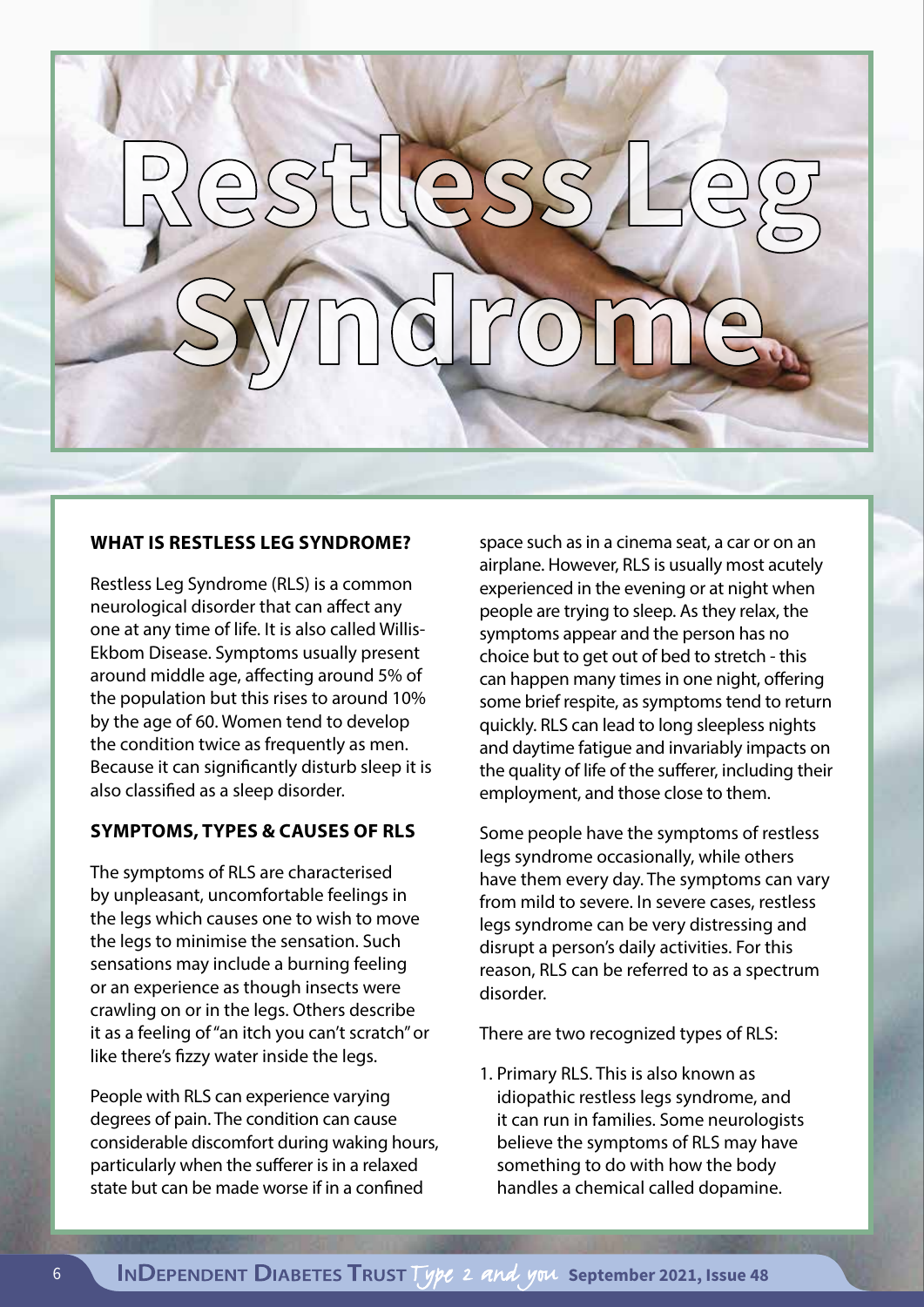# Restless Leg Syndrome

## WHAT IS RESTLESS LEG SYNDROME?

Restless Leg Syndrome (RLS) is a common neurological disorder that can affect any one at any time of life. It is also called Willis-Ekbom Disease. Symptoms usually present around middle age, affecting around 5% of the population but this rises to around 10% by the age of 60. Women tend to develop the condition twice as frequently as men. Because it can significantly disturb sleep it is also classified as a sleep disorder.

## SYMPTOMS, TYPES & CAUSES OF RLS

The symptoms of RLS are characterised by unpleasant, uncomfortable feelings in the legs which causes one to wish to move the legs to minimise the sensation. Such sensations may include a burning feeling or an experience as though insects were crawling on or in the legs. Others describe it as a feeling of "an itch you can't scratch" or like there's fizzy water inside the legs.

People with RLS can experience varying degrees of pain. The condition can cause considerable discomfort during waking hours, particularly when the sufferer is in a relaxed state but can be made worse if in a confined space such as in a cinema seat, a car or on an airplane. However, RLS is usually most acutely experienced in the evening or at night when people are trying to sleep. As they relax, the symptoms appear and the person has no choice but to get out of bed to stretch - this can happen many times in one night, offering some brief respite, as symptoms tend to return quickly. RLS can lead to long sleepless nights and daytime fatigue and invariably impacts on the quality of life of the sufferer, including their employment, and those close to them.

Some people have the symptoms of restless legs syndrome occasionally, while others have them every day. The symptoms can vary from mild to severe. In severe cases, restless legs syndrome can be very distressing and disrupt a person's daily activities. For this reason, RLS can be referred to as a spectrum disorder.

There are two recognized types of RLS:

1. Primary RLS. This is also known as idiopathic restless legs syndrome, and it can run in families. Some neurologists believe the symptoms of RLS may have something to do with how the body handles a chemical called dopamine.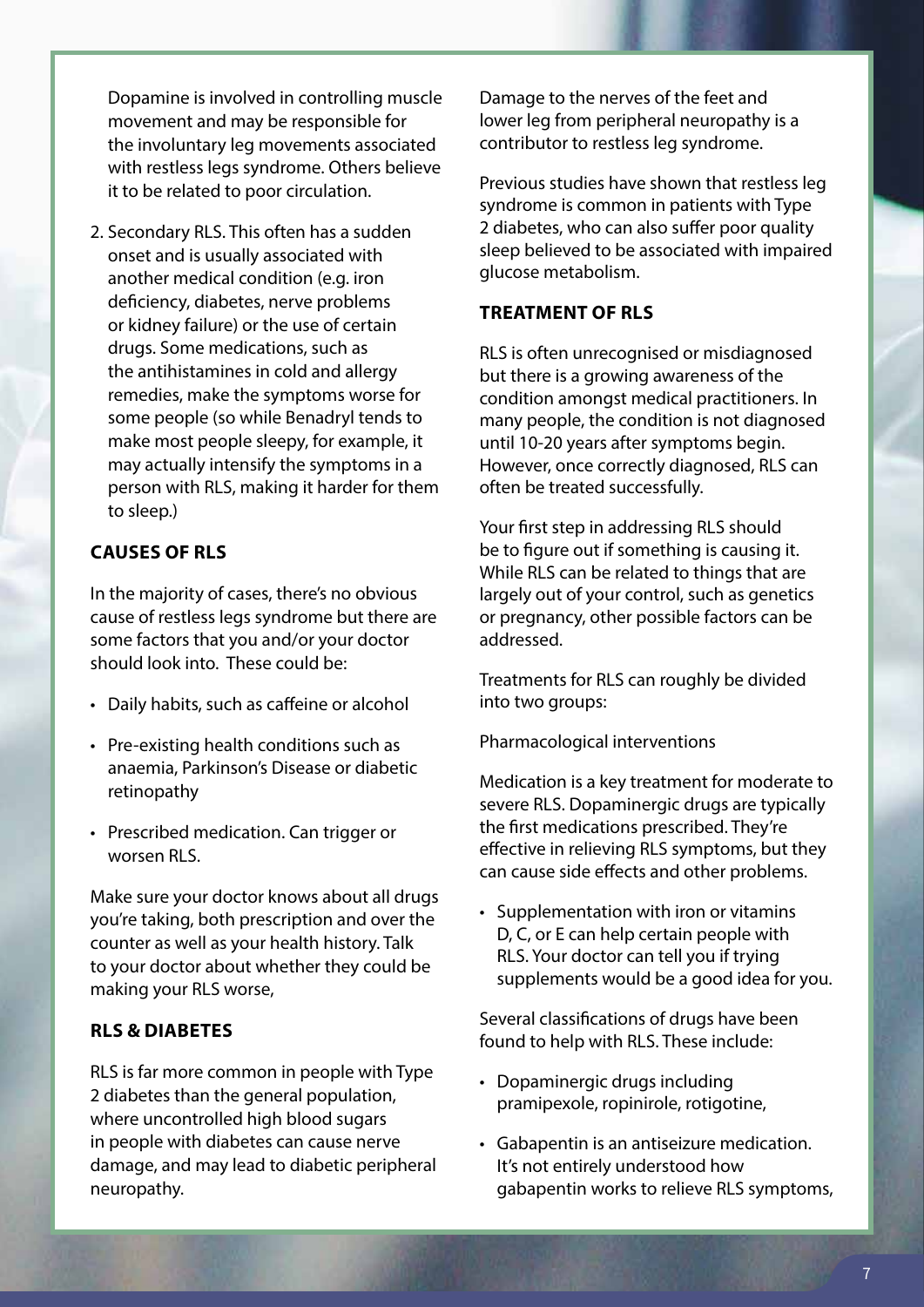Dopamine is involved in controlling muscle movement and may be responsible for the involuntary leg movements associated with restless legs syndrome. Others believe it to be related to poor circulation.

2. Secondary RLS. This often has a sudden onset and is usually associated with another medical condition (e.g. iron deficiency, diabetes, nerve problems or kidney failure) or the use of certain drugs. Some medications, such as the antihistamines in cold and allergy remedies, make the symptoms worse for some people (so while Benadryl tends to make most people sleepy, for example, it may actually intensify the symptoms in a person with RLS, making it harder for them to sleep.)

## CAUSES OF RLS

In the majority of cases, there's no obvious cause of restless legs syndrome but there are some factors that you and/or your doctor should look into. These could be:

- Daily habits, such as caffeine or alcohol
- Pre-existing health conditions such as anaemia, Parkinson's Disease or diabetic retinopathy
- Prescribed medication. Can trigger or worsen RLS.

Make sure your doctor knows about all drugs you're taking, both prescription and over the counter as well as your health history. Talk to your doctor about whether they could be making your RLS worse,

## RLS & DIABETES

RLS is far more common in people with Type 2 diabetes than the general population, where uncontrolled high blood sugars in people with diabetes can cause nerve damage, and may lead to diabetic peripheral neuropathy.

Damage to the nerves of the feet and lower leg from peripheral neuropathy is a contributor to restless leg syndrome.

Previous studies have shown that restless leg syndrome is common in patients with Type 2 diabetes, who can also suffer poor quality sleep believed to be associated with impaired glucose metabolism.

## TREATMENT OF RLS

RLS is often unrecognised or misdiagnosed but there is a growing awareness of the condition amongst medical practitioners. In many people, the condition is not diagnosed until 10-20 years after symptoms begin. However, once correctly diagnosed, RLS can often be treated successfully.

Your first step in addressing RLS should be to figure out if something is causing it. While RLS can be related to things that are largely out of your control, such as genetics or pregnancy, other possible factors can be addressed.

Treatments for RLS can roughly be divided into two groups:

Pharmacological interventions

Medication is a key treatment for moderate to severe RLS. Dopaminergic drugs are typically the first medications prescribed. They're effective in relieving RLS symptoms, but they can cause side effects and other problems.

- Supplementation with iron or vitamins D, C, or E can help certain people with RLS. Your doctor can tell you if trying supplements would be a good idea for you.

Several classifications of drugs have been found to help with RLS. These include:

- Dopaminergic drugs including pramipexole, ropinirole, rotigotine,
- Gabapentin is an antiseizure medication. It's not entirely understood how gabapentin works to relieve RLS symptoms,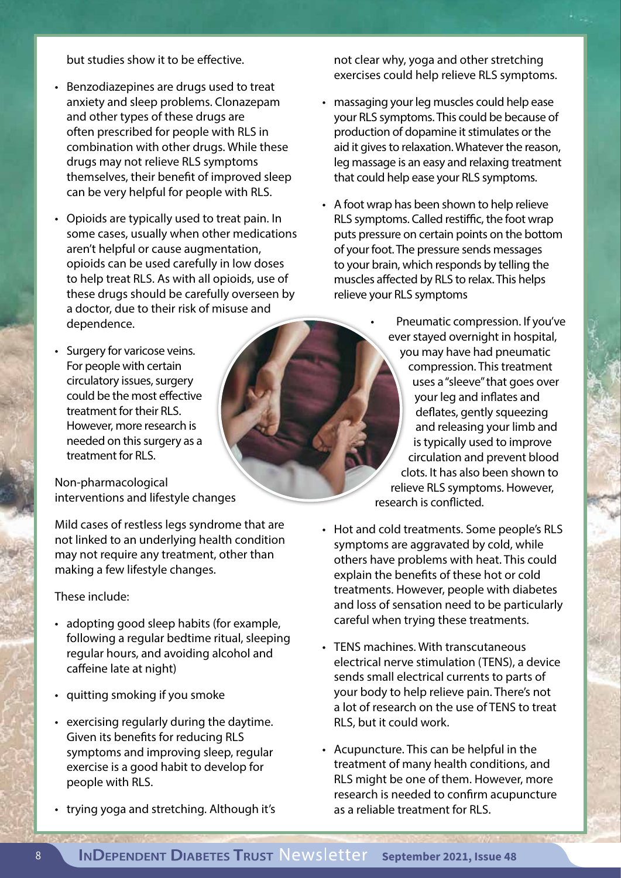but studies show it to be effective.

- Benzodiazepines are drugs used to treat anxiety and sleep problems. Clonazepam and other types of these drugs are often prescribed for people with RLS in combination with other drugs. While these drugs may not relieve RLS symptoms themselves, their benefit of improved sleep can be very helpful for people with RLS.
- Opioids are typically used to treat pain. In some cases, usually when other medications aren't helpful or cause augmentation, opioids can be used carefully in low doses to help treat RLS. As with all opioids, use of these drugs should be carefully overseen by a doctor, due to their risk of misuse and dependence.
- Surgery for varicose veins. For people with certain circulatory issues, surgery could be the most effective treatment for their RLS. However, more research is needed on this surgery as a treatment for RLS.

Non-pharmacological interventions and lifestyle changes

Mild cases of restless legs syndrome that are not linked to an underlying health condition may not require any treatment, other than making a few lifestyle changes.

These include:

- adopting good sleep habits (for example, following a regular bedtime ritual, sleeping regular hours, and avoiding alcohol and caffeine late at night)
- quitting smoking if you smoke
- exercising regularly during the daytime. Given its benefits for reducing RLS symptoms and improving sleep, regular exercise is a good habit to develop for people with RLS.
- trying yoga and stretching. Although it's not clear why, yoga and other stretching exercises could help relieve RLS symptoms.
- massaging your leg muscles could help ease your RLS symptoms. This could be because of production of dopamine it stimulates or the aid it gives to relaxation. Whatever the reason, leg massage is an easy and relaxing treatment that could help ease your RLS symptoms.
- A foot wrap has been shown to help relieve RLS symptoms. Called restiffic, the foot wrap puts pressure on certain points on the bottom of your foot. The pressure sends messages to your brain, which responds by telling the muscles affected by RLS to relax. This helps relieve your RLS symptoms
- Pneumatic compression. If you've ever stayed overnight in hospital, you may have had pneumatic compression. This treatment uses a "sleeve" that goes over your leg and inflates and deflates, gently squeezing and releasing your limb and is typically used to improve circulation and prevent blood clots. It has also been shown to relieve RLS symptoms. However, research is conflicted.
- Hot and cold treatments. Some people's RLS symptoms are aggravated by cold, while others have problems with heat. This could explain the benefits of these hot or cold treatments. However, people with diabetes and loss of sensation need to be particularly careful when trying these treatments.
- TENS machines. With transcutaneous electrical nerve stimulation (TENS), a device sends small electrical currents to parts of your body to help relieve pain. There's not a lot of research on the use of TENS to treat RLS, but it could work.
- Acupuncture. This can be helpful in the treatment of many health conditions, and RLS might be one of them. However, more research is needed to confirm acupuncture as a reliable treatment for RLS.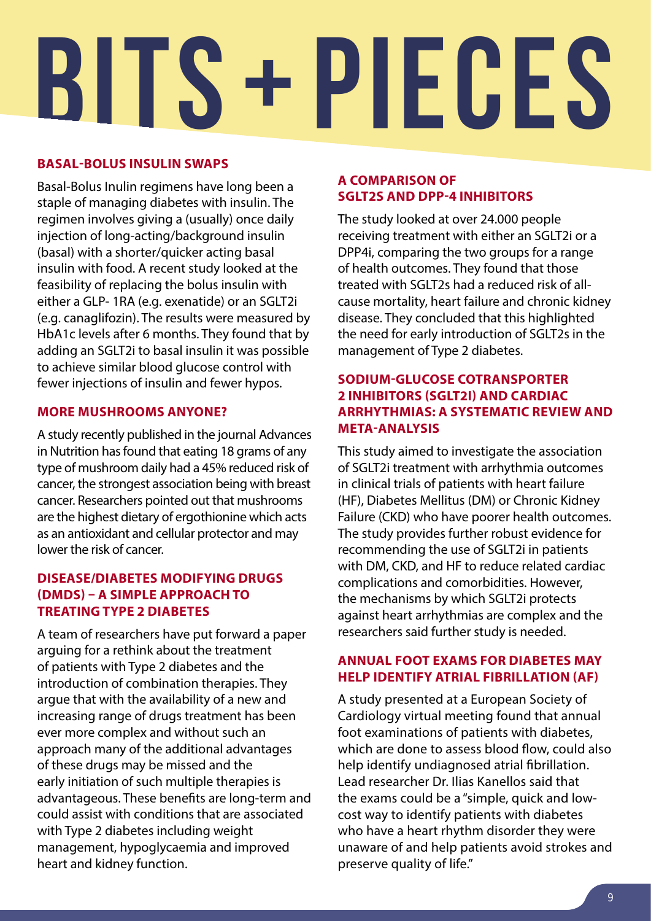# BITS + PIECES

## BASAL-BOLUS INSULIN SWAPS

Basal-Bolus Inulin regimens have long been a staple of managing diabetes with insulin. The regimen involves giving a (usually) once daily injection of long-acting/background insulin (basal) with a shorter/quicker acting basal insulin with food. A recent study looked at the feasibility of replacing the bolus insulin with either a GLP- 1RA (e.g. exenatide) or an SGLT2i (e.g. canaglifozin). The results were measured by HbA1c levels after 6 months. They found that by adding an SGLT2i to basal insulin it was possible to achieve similar blood glucose control with fewer injections of insulin and fewer hypos.

## MORE MUSHROOMS ANYONE?

A study recently published in the journal Advances in Nutrition has found that eating 18 grams of any type of mushroom daily had a 45% reduced risk of cancer, the strongest association being with breast cancer. Researchers pointed out that mushrooms are the highest dietary of ergothionine which acts as an antioxidant and cellular protector and may lower the risk of cancer.

## DISEASE/DIABETES MODIFYING DRUGS (DMDS) – A SIMPLE APPROACH TO TREATING TYPE 2 DIABETES

A team of researchers have put forward a paper arguing for a rethink about the treatment of patients with Type 2 diabetes and the introduction of combination therapies. They argue that with the availability of a new and increasing range of drugs treatment has been ever more complex and without such an approach many of the additional advantages of these drugs may be missed and the early initiation of such multiple therapies is advantageous. These benefits are long-term and could assist with conditions that are associated with Type 2 diabetes including weight management, hypoglycaemia and improved heart and kidney function.

## A COMPARISON OF SGLT2S AND DPP-4 INHIBITORS

The study looked at over 24.000 people receiving treatment with either an SGLT2i or a DPP4i, comparing the two groups for a range of health outcomes. They found that those treated with SGLT2s had a reduced risk of all-cause mortality, heart failure and chronic kidney disease. They concluded that this highlighted the need for early introduction of SGLT2s in the management of Type 2 diabetes.

## SODIUM-GLUCOSE COTRANSPORTER 2 INHIBITORS (SGLT2I) AND CARDIAC ARRHYTHMIAS: A SYSTEMATIC REVIEW AND META-ANALYSIS

This study aimed to investigate the association of SGLT2i treatment with arrhythmia outcomes in clinical trials of patients with heart failure (HF), Diabetes Mellitus (DM) or Chronic Kidney Failure (CKD) who have poorer health outcomes. The study provides further robust evidence for recommending the use of SGLT2i in patients with DM, CKD, and HF to reduce related cardiac complications and comorbidities. However, the mechanisms by which SGLT2i protects against heart arrhythmias are complex and the researchers said further study is needed.

## ANNUAL FOOT EXAMS FOR DIABETES MAY HELP IDENTIFY ATRIAL FIBRILLATION (AF)

A study presented at a European Society of Cardiology virtual meeting found that annual foot examinations of patients with diabetes, which are done to assess blood flow, could also help identify undiagnosed atrial fibrillation. Lead researcher Dr. Ilias Kanellos said that the exams could be a "simple, quick and low-cost way to identify patients with diabetes who have a heart rhythm disorder they were unaware of and help patients avoid strokes and preserve quality of life."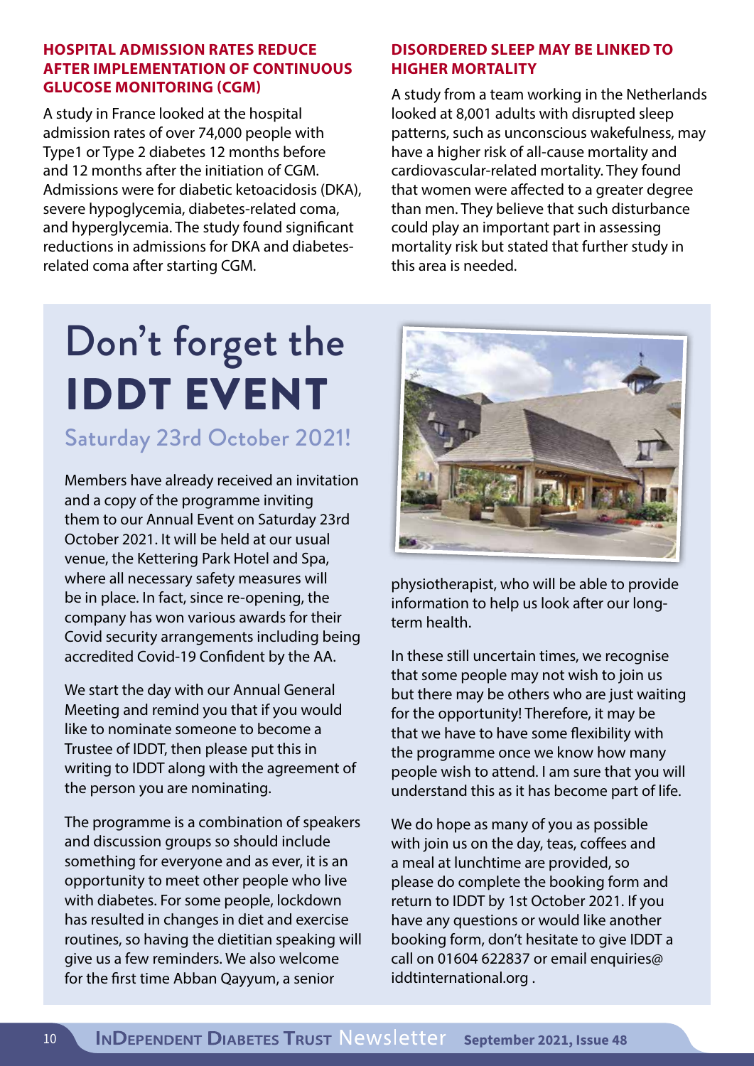### HOSPITAL ADMISSION RATES REDUCE AFTER IMPLEMENTATION OF CONTINUOUS GLUCOSE MONITORING (CGM)

A study in France looked at the hospital admission rates of over 74,000 people with Type1 or Type 2 diabetes 12 months before and 12 months after the initiation of CGM. Admissions were for diabetic ketoacidosis (DKA), severe hypoglycemia, diabetes-related coma, and hyperglycemia. The study found significant reductions in admissions for DKA and diabetes-related coma after starting CGM.

### DISORDERED SLEEP MAY BE LINKED TO HIGHER MORTALITY

A study from a team working in the Netherlands looked at 8,001 adults with disrupted sleep patterns, such as unconscious wakefulness, may have a higher risk of all-cause mortality and cardiovascular-related mortality. They found that women were affected to a greater degree than men. They believe that such disturbance could play an important part in assessing mortality risk but stated that further study in this area is needed.

# Don't forget the IDDT EVENT

## Saturday 23rd October 2021!

Members have already received an invitation and a copy of the programme inviting them to our Annual Event on Saturday 23rd October 2021. It will be held at our usual venue, the Kettering Park Hotel and Spa, where all necessary safety measures will be in place. In fact, since re-opening, the company has won various awards for their Covid security arrangements including being accredited Covid-19 Confident by the AA.

We start the day with our Annual General Meeting and remind you that if you would like to nominate someone to become a Trustee of IDDT, then please put this in writing to IDDT along with the agreement of the person you are nominating.

The programme is a combination of speakers and discussion groups so should include something for everyone and as ever, it is an opportunity to meet other people who live with diabetes. For some people, lockdown has resulted in changes in diet and exercise routines, so having the dietitian speaking will give us a few reminders. We also welcome for the first time Abban Qayyum, a senior physiotherapist, who will be able to provide information to help us look after our long-term health.

In these still uncertain times, we recognise that some people may not wish to join us but there may be others who are just waiting for the opportunity! Therefore, it may be that we have to have some flexibility with the programme once we know how many people wish to attend. I am sure that you will understand this as it has become part of life.

We do hope as many of you as possible with join us on the day, teas, coffees and a meal at lunchtime are provided, so please do complete the booking form and return to IDDT by 1st October 2021. If you have any questions or would like another booking form, don't hesitate to give IDDT a call on 01604 622837 or email enquiries@iddtinternational.org .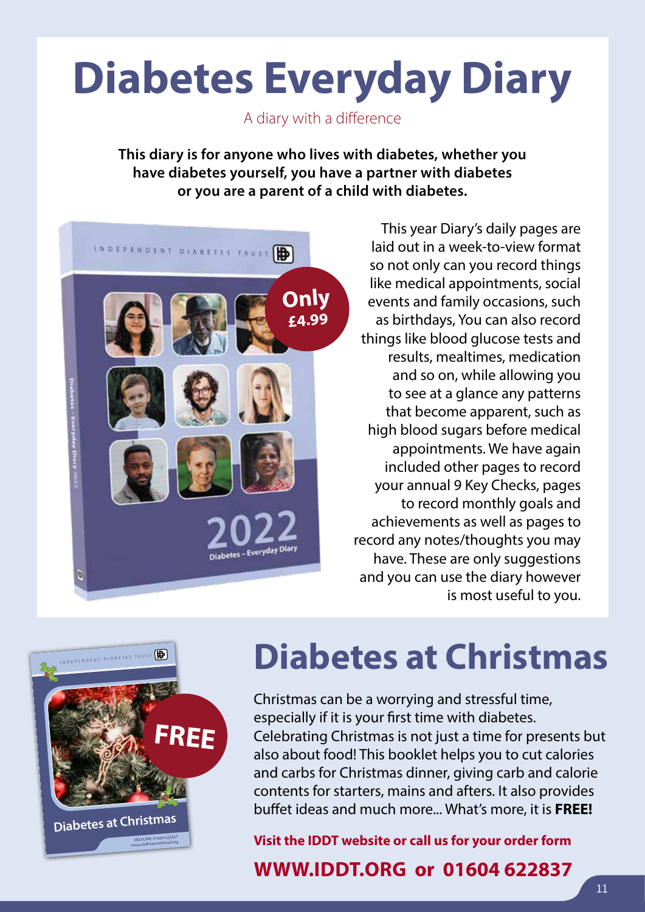# Diabetes Everyday Diary

A diary with a difference

**This diary is for anyone who lives with diabetes, whether you have diabetes yourself, you have a partner with diabetes or you are a parent of a child with diabetes.**

**Only £4.99**

This year Diary's daily pages are laid out in a week-to-view format so not only can you record things like medical appointments, social events and family occasions, such as birthdays, You can also record things like blood glucose tests and results, mealtimes, medication and so on, while allowing you to see at a glance any patterns that become apparent, such as high blood sugars before medical appointments. We have again included other pages to record your annual 9 Key Checks, pages to record monthly goals and achievements as well as pages to record any notes/thoughts you may have. These are only suggestions and you can use the diary however is most useful to you.

# Diabetes at Christmas

**FREE**

Christmas can be a worrying and stressful time, especially if it is your first time with diabetes. Celebrating Christmas is not just a time for presents but also about food! This booklet helps you to cut calories and carbs for Christmas dinner, giving carb and calorie contents for starters, mains and afters. It also provides buffet ideas and much more... What's more, it is **FREE!**

**Visit the IDDT website or call us for your order form**

**WWW.IDDT.ORG or 01604 622837**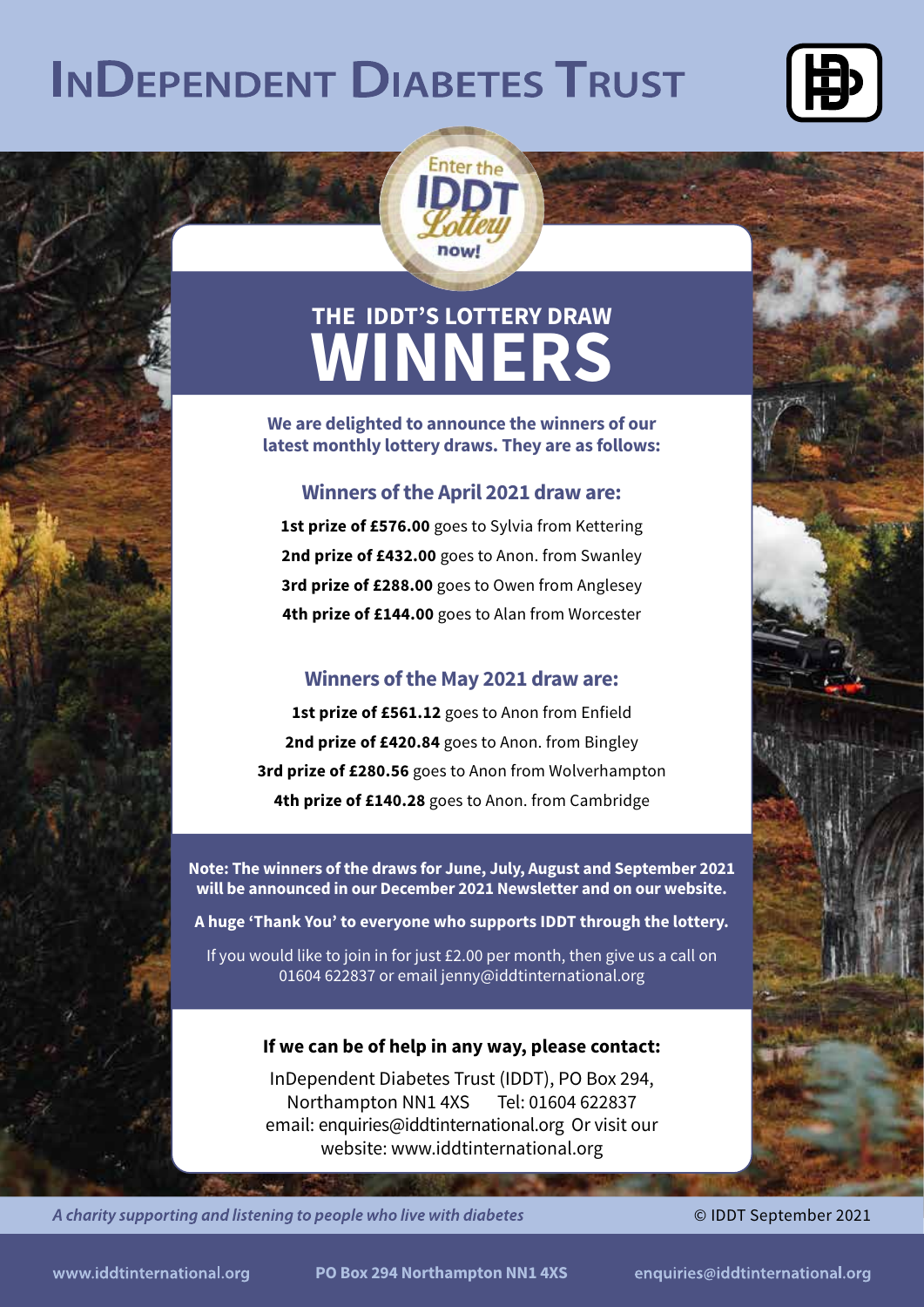# InDependent Diabetes Trust

Enter the IDDT Lottery now!

## THE IDDT'S LOTTERY DRAW WINNERS

**We are delighted to announce the winners of our latest monthly lottery draws. They are as follows:**

### Winners of the April 2021 draw are:

**1st prize of £576.00** goes to Sylvia from Kettering
**2nd prize of £432.00** goes to Anon. from Swanley
**3rd prize of £288.00** goes to Owen from Anglesey
**4th prize of £144.00** goes to Alan from Worcester

### Winners of the May 2021 draw are:

**1st prize of £561.12** goes to Anon from Enfield
**2nd prize of £420.84** goes to Anon. from Bingley
**3rd prize of £280.56** goes to Anon from Wolverhampton
**4th prize of £140.28** goes to Anon. from Cambridge

**Note: The winners of the draws for June, July, August and September 2021 will be announced in our December 2021 Newsletter and on our website.**

**A huge 'Thank You' to everyone who supports IDDT through the lottery.**

If you would like to join in for just £2.00 per month, then give us a call on 01604 622837 or email jenny@iddtinternational.org

**If we can be of help in any way, please contact:**

InDependent Diabetes Trust (IDDT), PO Box 294, Northampton NN1 4XS Tel: 01604 622837
email: enquiries@iddtinternational.org Or visit our website: www.iddtinternational.org

*A charity supporting and listening to people who live with diabetes*

© IDDT September 2021

www.iddtinternational.org PO Box 294 Northampton NN1 4XS enquiries@iddtinternational.org